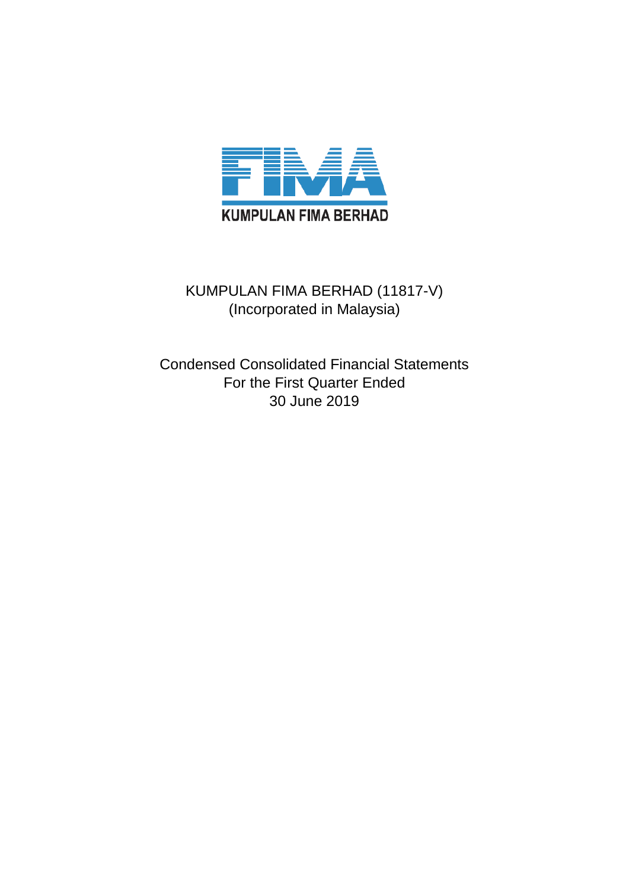KUMPULAN FIMA BERHAD

KUMPULAN FIMA BERHAD (11817-V)
(Incorporated in Malaysia)

Condensed Consolidated Financial Statements
For the First Quarter Ended
30 June 2019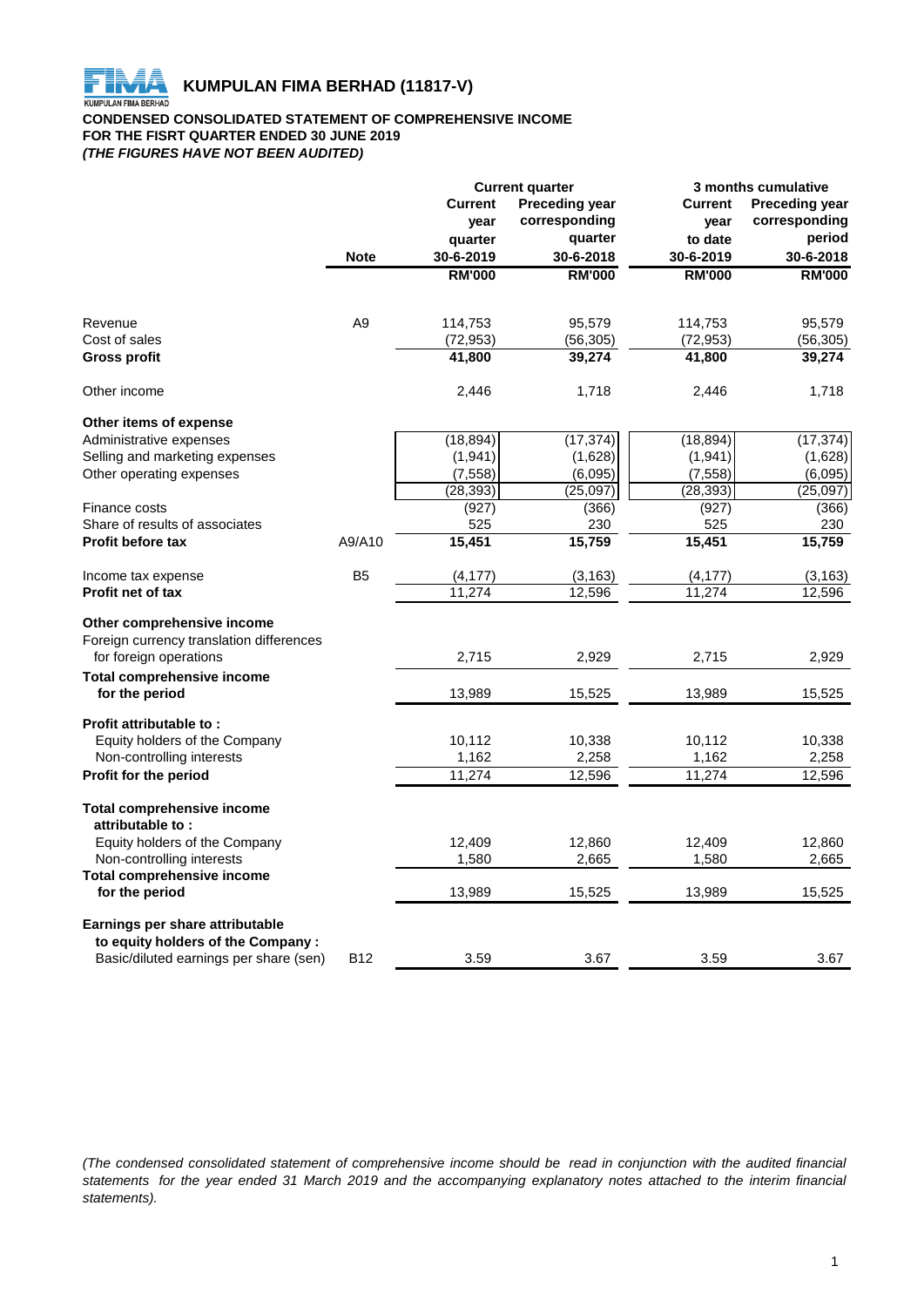# KUMPULAN FIMA BERHAD (11817-V)

**CONDENSED CONSOLIDATED STATEMENT OF COMPREHENSIVE INCOME**
**FOR THE FISRT QUARTER ENDED 30 JUNE 2019**
***(THE FIGURES HAVE NOT BEEN AUDITED)***

| | Note | Current quarter | | 3 months cumulative | |
|---|---|---|---|---|---|
| | | Current year quarter 30-6-2019 | Preceding year corresponding quarter 30-6-2018 | Current year to date 30-6-2019 | Preceding year corresponding period 30-6-2018 |
| | | RM'000 | RM'000 | RM'000 | RM'000 |
| Revenue | A9 | 114,753 | 95,579 | 114,753 | 95,579 |
| Cost of sales | | (72,953) | (56,305) | (72,953) | (56,305) |
| **Gross profit** | | **41,800** | **39,274** | **41,800** | **39,274** |
| Other income | | 2,446 | 1,718 | 2,446 | 1,718 |
| **Other items of expense** | | | | | |
| Administrative expenses | | (18,894) | (17,374) | (18,894) | (17,374) |
| Selling and marketing expenses | | (1,941) | (1,628) | (1,941) | (1,628) |
| Other operating expenses | | (7,558) | (6,095) | (7,558) | (6,095) |
| | | (28,393) | (25,097) | (28,393) | (25,097) |
| Finance costs | | (927) | (366) | (927) | (366) |
| Share of results of associates | | 525 | 230 | 525 | 230 |
| **Profit before tax** | A9/A10 | **15,451** | **15,759** | **15,451** | **15,759** |
| Income tax expense | B5 | (4,177) | (3,163) | (4,177) | (3,163) |
| **Profit net of tax** | | 11,274 | 12,596 | 11,274 | 12,596 |
| **Other comprehensive income** | | | | | |
| Foreign currency translation differences for foreign operations | | 2,715 | 2,929 | 2,715 | 2,929 |
| **Total comprehensive income for the period** | | 13,989 | 15,525 | 13,989 | 15,525 |
| **Profit attributable to :** | | | | | |
| Equity holders of the Company | | 10,112 | 10,338 | 10,112 | 10,338 |
| Non-controlling interests | | 1,162 | 2,258 | 1,162 | 2,258 |
| **Profit for the period** | | 11,274 | 12,596 | 11,274 | 12,596 |
| **Total comprehensive income attributable to :** | | | | | |
| Equity holders of the Company | | 12,409 | 12,860 | 12,409 | 12,860 |
| Non-controlling interests | | 1,580 | 2,665 | 1,580 | 2,665 |
| **Total comprehensive income for the period** | | 13,989 | 15,525 | 13,989 | 15,525 |
| **Earnings per share attributable to equity holders of the Company :** | | | | | |
| Basic/diluted earnings per share (sen) | B12 | 3.59 | 3.67 | 3.59 | 3.67 |

*(The condensed consolidated statement of comprehensive income should be read in conjunction with the audited financial statements for the year ended 31 March 2019 and the accompanying explanatory notes attached to the interim financial statements).*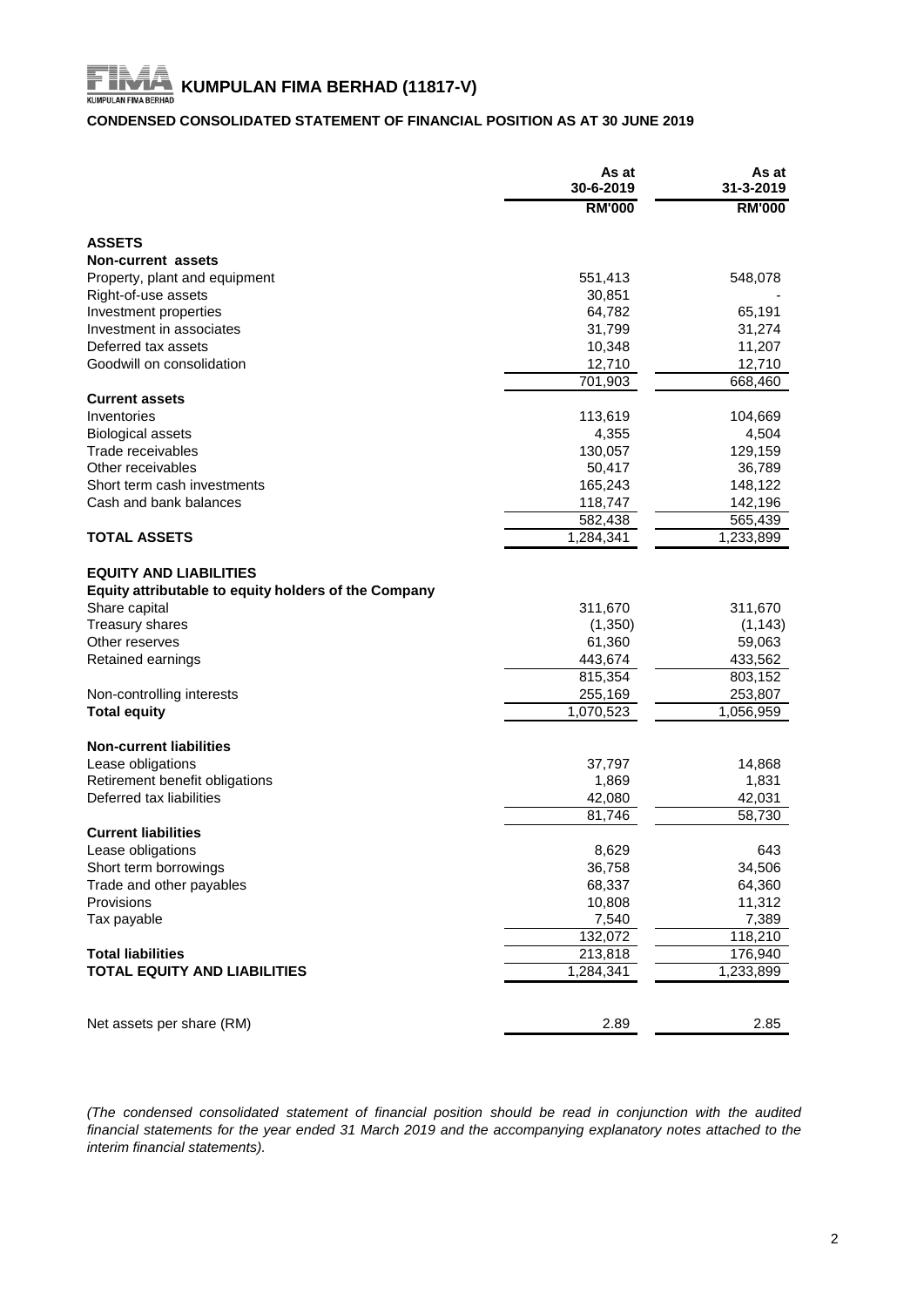# KUMPULAN FIMA BERHAD (11817-V)

**CONDENSED CONSOLIDATED STATEMENT OF FINANCIAL POSITION AS AT 30 JUNE 2019**

| | As at 30-6-2019 | As at 31-3-2019 |
|---|---|---|
| | RM'000 | RM'000 |
| **ASSETS** | | |
| **Non-current assets** | | |
| Property, plant and equipment | 551,413 | 548,078 |
| Right-of-use assets | 30,851 | - |
| Investment properties | 64,782 | 65,191 |
| Investment in associates | 31,799 | 31,274 |
| Deferred tax assets | 10,348 | 11,207 |
| Goodwill on consolidation | 12,710 | 12,710 |
| | 701,903 | 668,460 |
| **Current assets** | | |
| Inventories | 113,619 | 104,669 |
| Biological assets | 4,355 | 4,504 |
| Trade receivables | 130,057 | 129,159 |
| Other receivables | 50,417 | 36,789 |
| Short term cash investments | 165,243 | 148,122 |
| Cash and bank balances | 118,747 | 142,196 |
| | 582,438 | 565,439 |
| **TOTAL ASSETS** | 1,284,341 | 1,233,899 |
| | | |
| **EQUITY AND LIABILITIES** | | |
| **Equity attributable to equity holders of the Company** | | |
| Share capital | 311,670 | 311,670 |
| Treasury shares | (1,350) | (1,143) |
| Other reserves | 61,360 | 59,063 |
| Retained earnings | 443,674 | 433,562 |
| | 815,354 | 803,152 |
| Non-controlling interests | 255,169 | 253,807 |
| **Total equity** | 1,070,523 | 1,056,959 |
| | | |
| **Non-current liabilities** | | |
| Lease obligations | 37,797 | 14,868 |
| Retirement benefit obligations | 1,869 | 1,831 |
| Deferred tax liabilities | 42,080 | 42,031 |
| | 81,746 | 58,730 |
| **Current liabilities** | | |
| Lease obligations | 8,629 | 643 |
| Short term borrowings | 36,758 | 34,506 |
| Trade and other payables | 68,337 | 64,360 |
| Provisions | 10,808 | 11,312 |
| Tax payable | 7,540 | 7,389 |
| | 132,072 | 118,210 |
| **Total liabilities** | 213,818 | 176,940 |
| **TOTAL EQUITY AND LIABILITIES** | 1,284,341 | 1,233,899 |
| | | |
| Net assets per share (RM) | 2.89 | 2.85 |

*(The condensed consolidated statement of financial position should be read in conjunction with the audited financial statements for the year ended 31 March 2019 and the accompanying explanatory notes attached to the interim financial statements).*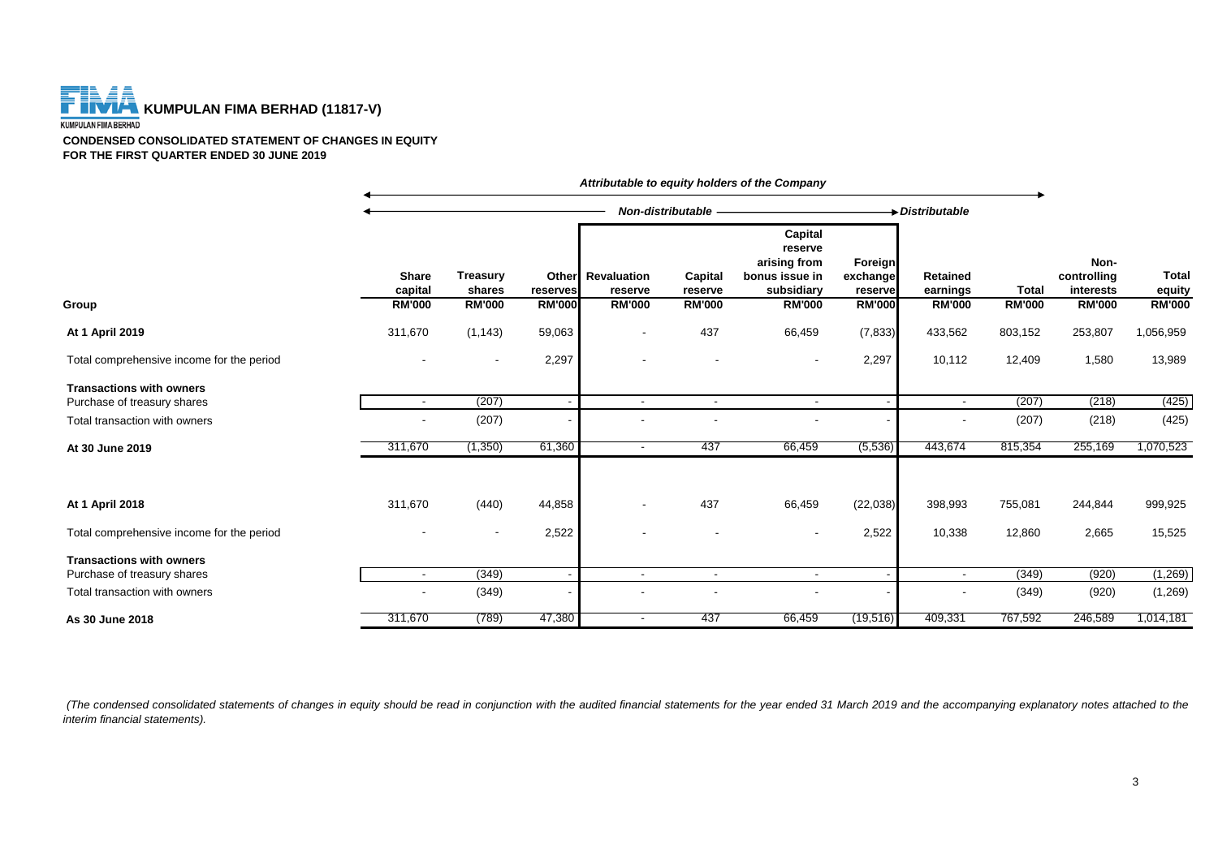**KUMPULAN FIMA BERHAD (11817-V)**

**CONDENSED CONSOLIDATED STATEMENT OF CHANGES IN EQUITY**
**FOR THE FIRST QUARTER ENDED 30 JUNE 2019**

| | *Attributable to equity holders of the Company* | | | | | | | | | | |
|---|---|---|---|---|---|---|---|---|---|---|---|
| | *Non-distributable* | | | | | | | *Distributable* | | | |
| **Group** | **Share capital RM'000** | **Treasury shares RM'000** | **Other reserves RM'000** | **Revaluation reserve RM'000** | **Capital reserve RM'000** | **Capital reserve arising from bonus issue in subsidiary RM'000** | **Foreign exchange reserve RM'000** | **Retained earnings RM'000** | **Total RM'000** | **Non-controlling interests RM'000** | **Total equity RM'000** |
| **At 1 April 2019** | 311,670 | (1,143) | 59,063 | - | 437 | 66,459 | (7,833) | 433,562 | 803,152 | 253,807 | 1,056,959 |
| Total comprehensive income for the period | - | - | 2,297 | - | - | - | 2,297 | 10,112 | 12,409 | 1,580 | 13,989 |
| **Transactions with owners** | | | | | | | | | | | |
| Purchase of treasury shares | - | (207) | - | - | - | - | - | - | (207) | (218) | (425) |
| Total transaction with owners | - | (207) | - | - | - | - | - | - | (207) | (218) | (425) |
| **At 30 June 2019** | 311,670 | (1,350) | 61,360 | - | 437 | 66,459 | (5,536) | 443,674 | 815,354 | 255,169 | 1,070,523 |
| | | | | | | | | | | | |
| **At 1 April 2018** | 311,670 | (440) | 44,858 | - | 437 | 66,459 | (22,038) | 398,993 | 755,081 | 244,844 | 999,925 |
| Total comprehensive income for the period | - | - | 2,522 | - | - | - | 2,522 | 10,338 | 12,860 | 2,665 | 15,525 |
| **Transactions with owners** | | | | | | | | | | | |
| Purchase of treasury shares | - | (349) | - | - | - | - | - | - | (349) | (920) | (1,269) |
| Total transaction with owners | - | (349) | - | - | - | - | - | - | (349) | (920) | (1,269) |
| **As 30 June 2018** | 311,670 | (789) | 47,380 | - | 437 | 66,459 | (19,516) | 409,331 | 767,592 | 246,589 | 1,014,181 |

*(The condensed consolidated statements of changes in equity should be read in conjunction with the audited financial statements for the year ended 31 March 2019 and the accompanying explanatory notes attached to the interim financial statements).*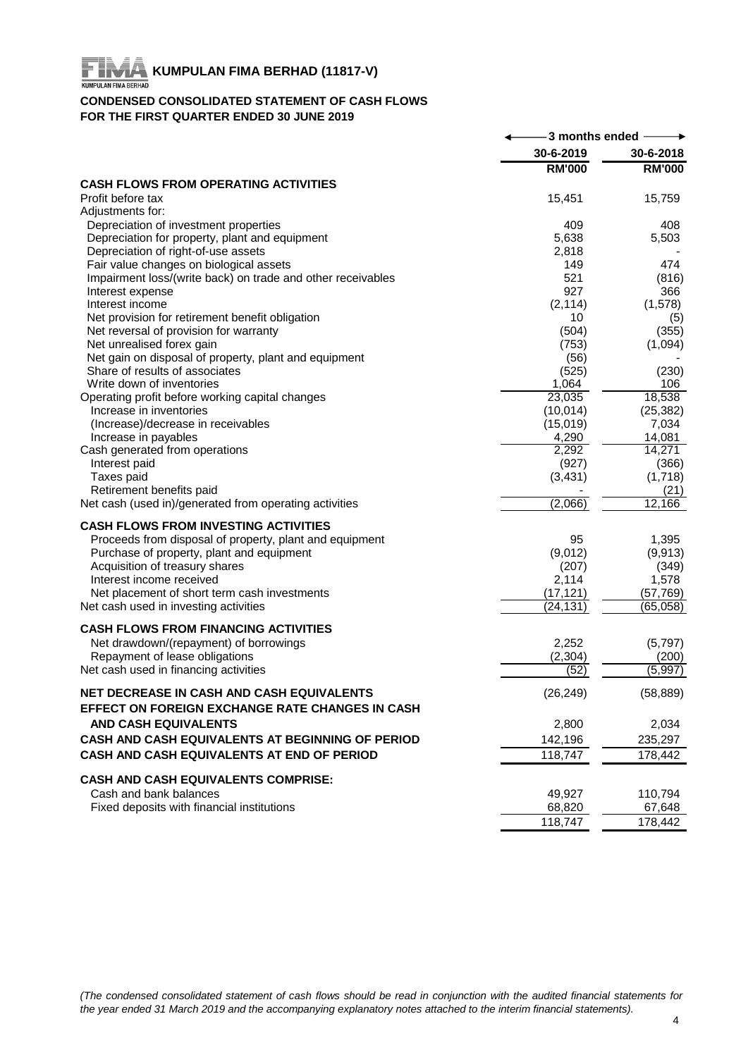# KUMPULAN FIMA BERHAD (11817-V)

## CONDENSED CONSOLIDATED STATEMENT OF CASH FLOWS
## FOR THE FIRST QUARTER ENDED 30 JUNE 2019

| | 3 months ended | |
|---|---|---|
| | 30-6-2019 | 30-6-2018 |
| | RM'000 | RM'000 |
| **CASH FLOWS FROM OPERATING ACTIVITIES** | | |
| Profit before tax | 15,451 | 15,759 |
| Adjustments for: | | |
| Depreciation of investment properties | 409 | 408 |
| Depreciation for property, plant and equipment | 5,638 | 5,503 |
| Depreciation of right-of-use assets | 2,818 | - |
| Fair value changes on biological assets | 149 | 474 |
| Impairment loss/(write back) on trade and other receivables | 521 | (816) |
| Interest expense | 927 | 366 |
| Interest income | (2,114) | (1,578) |
| Net provision for retirement benefit obligation | 10 | (5) |
| Net reversal of provision for warranty | (504) | (355) |
| Net unrealised forex gain | (753) | (1,094) |
| Net gain on disposal of property, plant and equipment | (56) | - |
| Share of results of associates | (525) | (230) |
| Write down of inventories | 1,064 | 106 |
| Operating profit before working capital changes | 23,035 | 18,538 |
| Increase in inventories | (10,014) | (25,382) |
| (Increase)/decrease in receivables | (15,019) | 7,034 |
| Increase in payables | 4,290 | 14,081 |
| Cash generated from operations | 2,292 | 14,271 |
| Interest paid | (927) | (366) |
| Taxes paid | (3,431) | (1,718) |
| Retirement benefits paid | - | (21) |
| Net cash (used in)/generated from operating activities | (2,066) | 12,166 |
| **CASH FLOWS FROM INVESTING ACTIVITIES** | | |
| Proceeds from disposal of property, plant and equipment | 95 | 1,395 |
| Purchase of property, plant and equipment | (9,012) | (9,913) |
| Acquisition of treasury shares | (207) | (349) |
| Interest income received | 2,114 | 1,578 |
| Net placement of short term cash investments | (17,121) | (57,769) |
| Net cash used in investing activities | (24,131) | (65,058) |
| **CASH FLOWS FROM FINANCING ACTIVITIES** | | |
| Net drawdown/(repayment) of borrowings | 2,252 | (5,797) |
| Repayment of lease obligations | (2,304) | (200) |
| Net cash used in financing activities | (52) | (5,997) |
| **NET DECREASE IN CASH AND CASH EQUIVALENTS** | (26,249) | (58,889) |
| **EFFECT ON FOREIGN EXCHANGE RATE CHANGES IN CASH AND CASH EQUIVALENTS** | 2,800 | 2,034 |
| **CASH AND CASH EQUIVALENTS AT BEGINNING OF PERIOD** | 142,196 | 235,297 |
| **CASH AND CASH EQUIVALENTS AT END OF PERIOD** | 118,747 | 178,442 |
| **CASH AND CASH EQUIVALENTS COMPRISE:** | | |
| Cash and bank balances | 49,927 | 110,794 |
| Fixed deposits with financial institutions | 68,820 | 67,648 |
| | 118,747 | 178,442 |

*(The condensed consolidated statement of cash flows should be read in conjunction with the audited financial statements for the year ended 31 March 2019 and the accompanying explanatory notes attached to the interim financial statements).*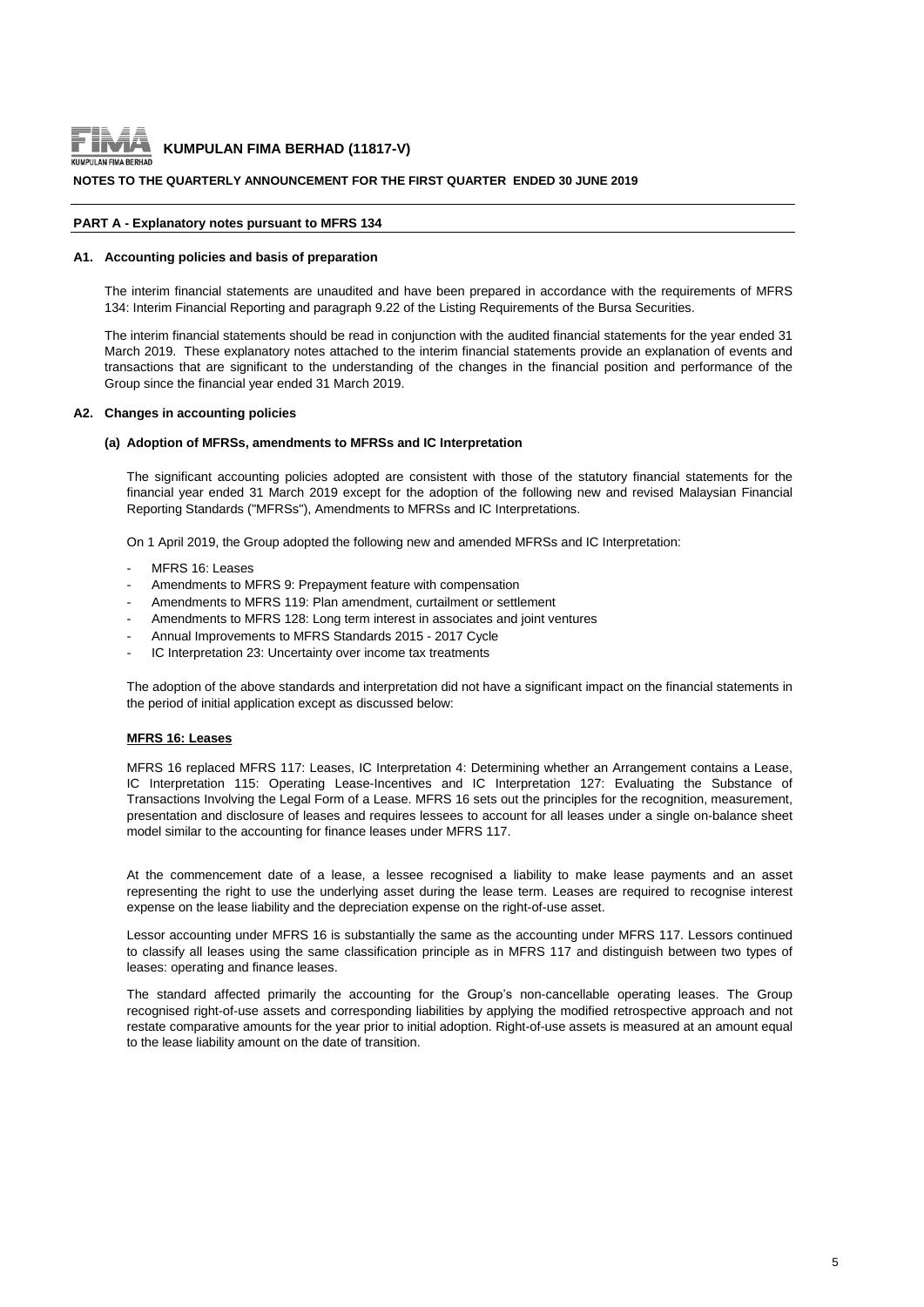**KUMPULAN FIMA BERHAD (11817-V)**

**NOTES TO THE QUARTERLY ANNOUNCEMENT FOR THE FIRST QUARTER ENDED 30 JUNE 2019**

**PART A - Explanatory notes pursuant to MFRS 134**

**A1. Accounting policies and basis of preparation**

The interim financial statements are unaudited and have been prepared in accordance with the requirements of MFRS 134: Interim Financial Reporting and paragraph 9.22 of the Listing Requirements of the Bursa Securities.

The interim financial statements should be read in conjunction with the audited financial statements for the year ended 31 March 2019. These explanatory notes attached to the interim financial statements provide an explanation of events and transactions that are significant to the understanding of the changes in the financial position and performance of the Group since the financial year ended 31 March 2019.

**A2. Changes in accounting policies**

**(a) Adoption of MFRSs, amendments to MFRSs and IC Interpretation**

The significant accounting policies adopted are consistent with those of the statutory financial statements for the financial year ended 31 March 2019 except for the adoption of the following new and revised Malaysian Financial Reporting Standards ("MFRSs"), Amendments to MFRSs and IC Interpretations.

On 1 April 2019, the Group adopted the following new and amended MFRSs and IC Interpretation:

- MFRS 16: Leases
- Amendments to MFRS 9: Prepayment feature with compensation
- Amendments to MFRS 119: Plan amendment, curtailment or settlement
- Amendments to MFRS 128: Long term interest in associates and joint ventures
- Annual Improvements to MFRS Standards 2015 - 2017 Cycle
- IC Interpretation 23: Uncertainty over income tax treatments

The adoption of the above standards and interpretation did not have a significant impact on the financial statements in the period of initial application except as discussed below:

**MFRS 16: Leases**

MFRS 16 replaced MFRS 117: Leases, IC Interpretation 4: Determining whether an Arrangement contains a Lease, IC Interpretation 115: Operating Lease-Incentives and IC Interpretation 127: Evaluating the Substance of Transactions Involving the Legal Form of a Lease. MFRS 16 sets out the principles for the recognition, measurement, presentation and disclosure of leases and requires lessees to account for all leases under a single on-balance sheet model similar to the accounting for finance leases under MFRS 117.

At the commencement date of a lease, a lessee recognised a liability to make lease payments and an asset representing the right to use the underlying asset during the lease term. Leases are required to recognise interest expense on the lease liability and the depreciation expense on the right-of-use asset.

Lessor accounting under MFRS 16 is substantially the same as the accounting under MFRS 117. Lessors continued to classify all leases using the same classification principle as in MFRS 117 and distinguish between two types of leases: operating and finance leases.

The standard affected primarily the accounting for the Group's non-cancellable operating leases. The Group recognised right-of-use assets and corresponding liabilities by applying the modified retrospective approach and not restate comparative amounts for the year prior to initial adoption. Right-of-use assets is measured at an amount equal to the lease liability amount on the date of transition.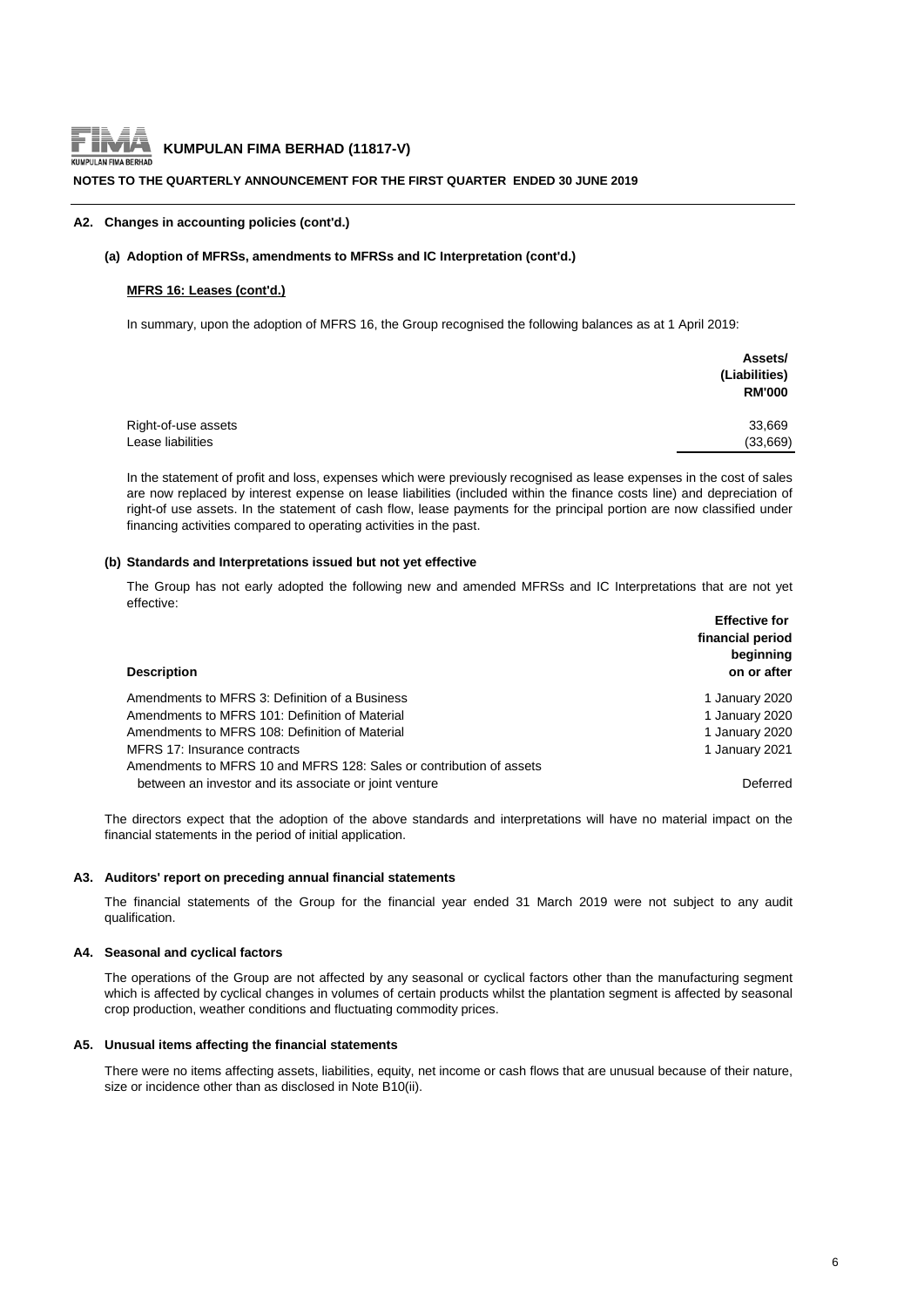**A2. Changes in accounting policies (cont'd.)**

**(a) Adoption of MFRSs, amendments to MFRSs and IC Interpretation (cont'd.)**

**MFRS 16: Leases (cont'd.)**

In summary, upon the adoption of MFRS 16, the Group recognised the following balances as at 1 April 2019:

| | Assets/ (Liabilities) RM'000 |
|---|---|
| Right-of-use assets | 33,669 |
| Lease liabilities | (33,669) |

In the statement of profit and loss, expenses which were previously recognised as lease expenses in the cost of sales are now replaced by interest expense on lease liabilities (included within the finance costs line) and depreciation of right-of use assets. In the statement of cash flow, lease payments for the principal portion are now classified under financing activities compared to operating activities in the past.

**(b) Standards and Interpretations issued but not yet effective**

The Group has not early adopted the following new and amended MFRSs and IC Interpretations that are not yet effective:

| Description | Effective for financial period beginning on or after |
|---|---|
| Amendments to MFRS 3: Definition of a Business | 1 January 2020 |
| Amendments to MFRS 101: Definition of Material | 1 January 2020 |
| Amendments to MFRS 108: Definition of Material | 1 January 2020 |
| MFRS 17: Insurance contracts | 1 January 2021 |
| Amendments to MFRS 10 and MFRS 128: Sales or contribution of assets between an investor and its associate or joint venture | Deferred |

The directors expect that the adoption of the above standards and interpretations will have no material impact on the financial statements in the period of initial application.

**A3. Auditors' report on preceding annual financial statements**

The financial statements of the Group for the financial year ended 31 March 2019 were not subject to any audit qualification.

**A4. Seasonal and cyclical factors**

The operations of the Group are not affected by any seasonal or cyclical factors other than the manufacturing segment which is affected by cyclical changes in volumes of certain products whilst the plantation segment is affected by seasonal crop production, weather conditions and fluctuating commodity prices.

**A5. Unusual items affecting the financial statements**

There were no items affecting assets, liabilities, equity, net income or cash flows that are unusual because of their nature, size or incidence other than as disclosed in Note B10(ii).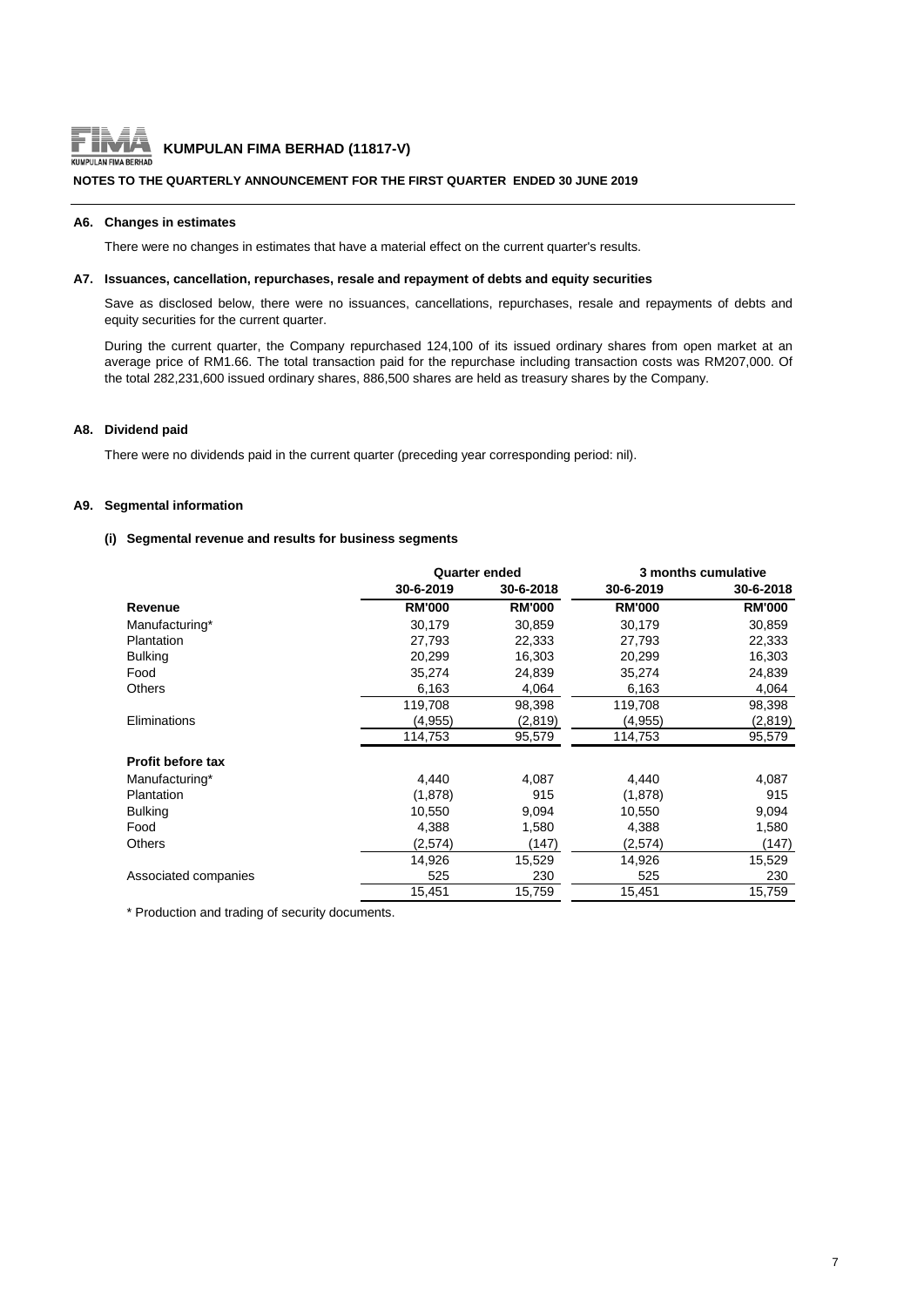**KUMPULAN FIMA BERHAD (11817-V)**

**NOTES TO THE QUARTERLY ANNOUNCEMENT FOR THE FIRST QUARTER ENDED 30 JUNE 2019**

### A6. Changes in estimates

There were no changes in estimates that have a material effect on the current quarter's results.

### A7. Issuances, cancellation, repurchases, resale and repayment of debts and equity securities

Save as disclosed below, there were no issuances, cancellations, repurchases, resale and repayments of debts and equity securities for the current quarter.

During the current quarter, the Company repurchased 124,100 of its issued ordinary shares from open market at an average price of RM1.66. The total transaction paid for the repurchase including transaction costs was RM207,000. Of the total 282,231,600 issued ordinary shares, 886,500 shares are held as treasury shares by the Company.

### A8. Dividend paid

There were no dividends paid in the current quarter (preceding year corresponding period: nil).

### A9. Segmental information

#### (i) Segmental revenue and results for business segments

| | Quarter ended | | 3 months cumulative | |
|---|---|---|---|---|
| | 30-6-2019 | 30-6-2018 | 30-6-2019 | 30-6-2018 |
| **Revenue** | **RM'000** | **RM'000** | **RM'000** | **RM'000** |
| Manufacturing* | 30,179 | 30,859 | 30,179 | 30,859 |
| Plantation | 27,793 | 22,333 | 27,793 | 22,333 |
| Bulking | 20,299 | 16,303 | 20,299 | 16,303 |
| Food | 35,274 | 24,839 | 35,274 | 24,839 |
| Others | 6,163 | 4,064 | 6,163 | 4,064 |
| | 119,708 | 98,398 | 119,708 | 98,398 |
| Eliminations | (4,955) | (2,819) | (4,955) | (2,819) |
| | 114,753 | 95,579 | 114,753 | 95,579 |
| **Profit before tax** | | | | |
| Manufacturing* | 4,440 | 4,087 | 4,440 | 4,087 |
| Plantation | (1,878) | 915 | (1,878) | 915 |
| Bulking | 10,550 | 9,094 | 10,550 | 9,094 |
| Food | 4,388 | 1,580 | 4,388 | 1,580 |
| Others | (2,574) | (147) | (2,574) | (147) |
| | 14,926 | 15,529 | 14,926 | 15,529 |
| Associated companies | 525 | 230 | 525 | 230 |
| | 15,451 | 15,759 | 15,451 | 15,759 |

* Production and trading of security documents.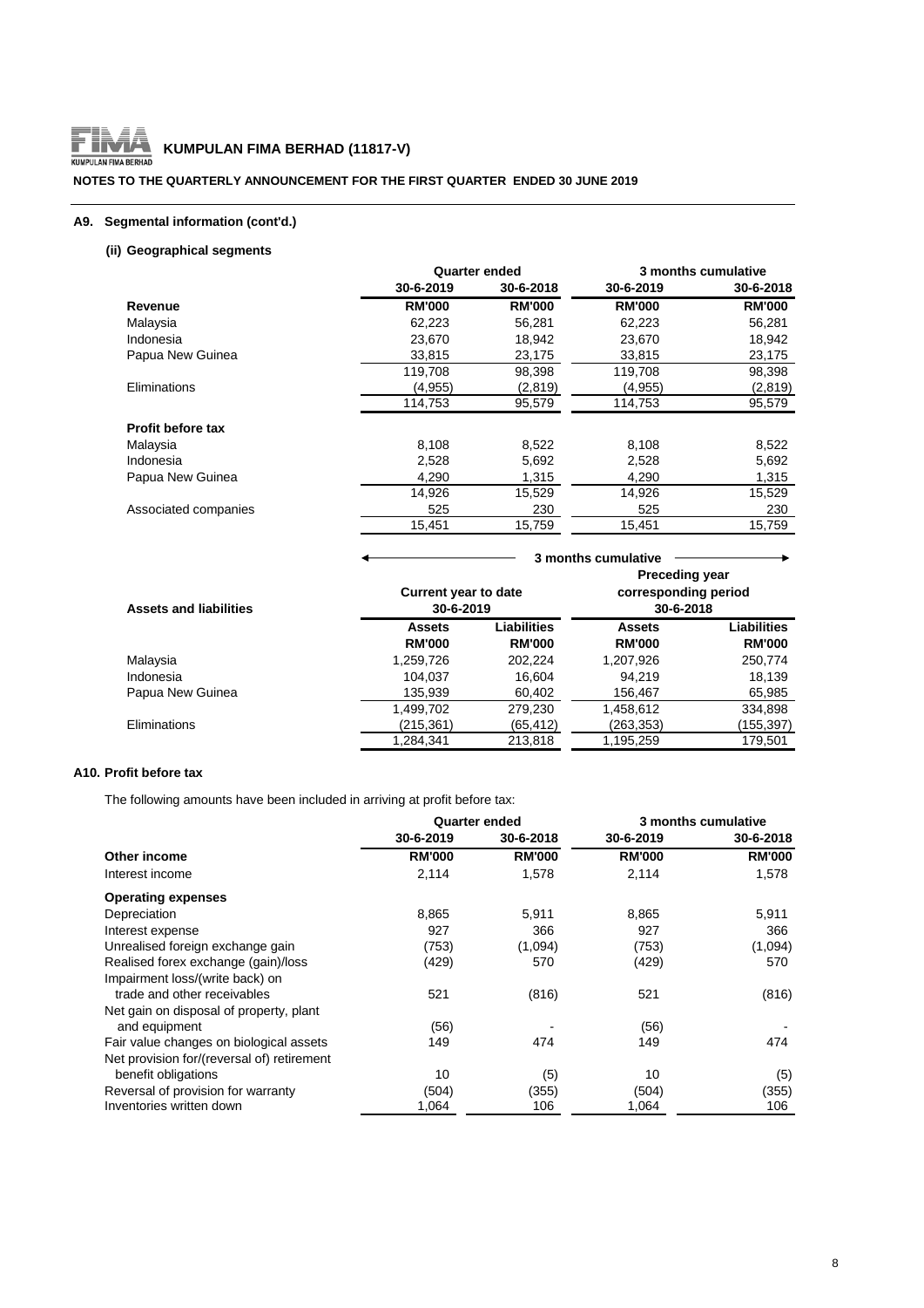**KUMPULAN FIMA BERHAD (11817-V)**

**NOTES TO THE QUARTERLY ANNOUNCEMENT FOR THE FIRST QUARTER ENDED 30 JUNE 2019**

### A9. Segmental information (cont'd.)

#### (ii) Geographical segments

| | Quarter ended | | 3 months cumulative | |
|---|---|---|---|---|
| | 30-6-2019 | 30-6-2018 | 30-6-2019 | 30-6-2018 |
| **Revenue** | **RM'000** | **RM'000** | **RM'000** | **RM'000** |
| Malaysia | 62,223 | 56,281 | 62,223 | 56,281 |
| Indonesia | 23,670 | 18,942 | 23,670 | 18,942 |
| Papua New Guinea | 33,815 | 23,175 | 33,815 | 23,175 |
| | 119,708 | 98,398 | 119,708 | 98,398 |
| Eliminations | (4,955) | (2,819) | (4,955) | (2,819) |
| | 114,753 | 95,579 | 114,753 | 95,579 |
| **Profit before tax** | | | | |
| Malaysia | 8,108 | 8,522 | 8,108 | 8,522 |
| Indonesia | 2,528 | 5,692 | 2,528 | 5,692 |
| Papua New Guinea | 4,290 | 1,315 | 4,290 | 1,315 |
| | 14,926 | 15,529 | 14,926 | 15,529 |
| Associated companies | 525 | 230 | 525 | 230 |
| | 15,451 | 15,759 | 15,451 | 15,759 |

| | 3 months cumulative | | | |
|---|---|---|---|---|
| **Assets and liabilities** | Current year to date 30-6-2019 | | Preceding year corresponding period 30-6-2018 | |
| | **Assets** | **Liabilities** | **Assets** | **Liabilities** |
| | **RM'000** | **RM'000** | **RM'000** | **RM'000** |
| Malaysia | 1,259,726 | 202,224 | 1,207,926 | 250,774 |
| Indonesia | 104,037 | 16,604 | 94,219 | 18,139 |
| Papua New Guinea | 135,939 | 60,402 | 156,467 | 65,985 |
| | 1,499,702 | 279,230 | 1,458,612 | 334,898 |
| Eliminations | (215,361) | (65,412) | (263,353) | (155,397) |
| | 1,284,341 | 213,818 | 1,195,259 | 179,501 |

### A10. Profit before tax

The following amounts have been included in arriving at profit before tax:

| | Quarter ended | | 3 months cumulative | |
|---|---|---|---|---|
| | 30-6-2019 | 30-6-2018 | 30-6-2019 | 30-6-2018 |
| **Other income** | **RM'000** | **RM'000** | **RM'000** | **RM'000** |
| Interest income | 2,114 | 1,578 | 2,114 | 1,578 |
| **Operating expenses** | | | | |
| Depreciation | 8,865 | 5,911 | 8,865 | 5,911 |
| Interest expense | 927 | 366 | 927 | 366 |
| Unrealised foreign exchange gain | (753) | (1,094) | (753) | (1,094) |
| Realised forex exchange (gain)/loss | (429) | 570 | (429) | 570 |
| Impairment loss/(write back) on trade and other receivables | 521 | (816) | 521 | (816) |
| Net gain on disposal of property, plant and equipment | (56) | - | (56) | - |
| Fair value changes on biological assets | 149 | 474 | 149 | 474 |
| Net provision for/(reversal of) retirement benefit obligations | 10 | (5) | 10 | (5) |
| Reversal of provision for warranty | (504) | (355) | (504) | (355) |
| Inventories written down | 1,064 | 106 | 1,064 | 106 |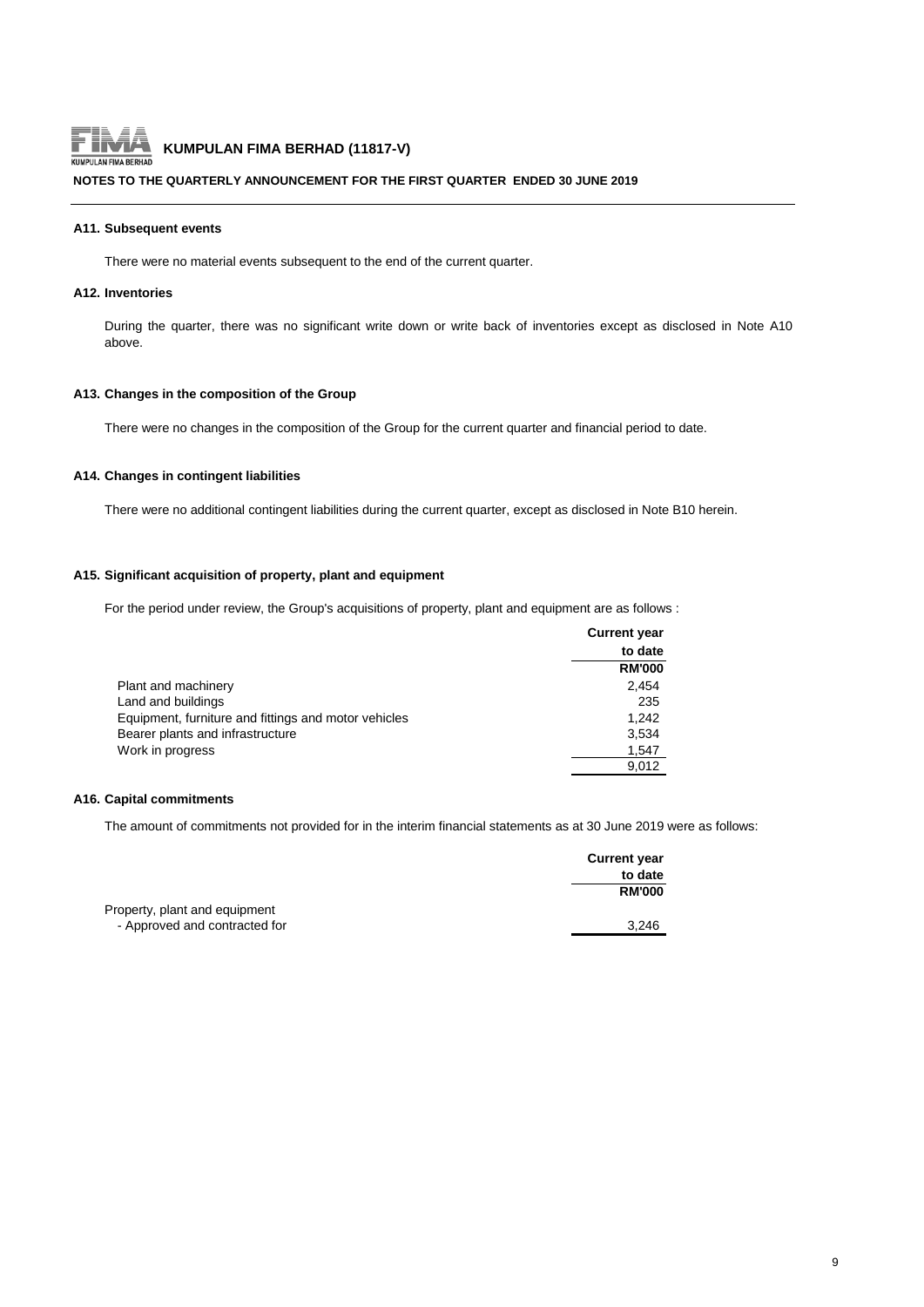### A11. Subsequent events

There were no material events subsequent to the end of the current quarter.

### A12. Inventories

During the quarter, there was no significant write down or write back of inventories except as disclosed in Note A10 above.

### A13. Changes in the composition of the Group

There were no changes in the composition of the Group for the current quarter and financial period to date.

### A14. Changes in contingent liabilities

There were no additional contingent liabilities during the current quarter, except as disclosed in Note B10 herein.

### A15. Significant acquisition of property, plant and equipment

For the period under review, the Group's acquisitions of property, plant and equipment are as follows :

| | Current year to date |
|---|---|
| | RM'000 |
| Plant and machinery | 2,454 |
| Land and buildings | 235 |
| Equipment, furniture and fittings and motor vehicles | 1,242 |
| Bearer plants and infrastructure | 3,534 |
| Work in progress | 1,547 |
| | 9,012 |

### A16. Capital commitments

The amount of commitments not provided for in the interim financial statements as at 30 June 2019 were as follows:

| | Current year to date |
|---|---|
| | RM'000 |
| Property, plant and equipment | |
| - Approved and contracted for | 3,246 |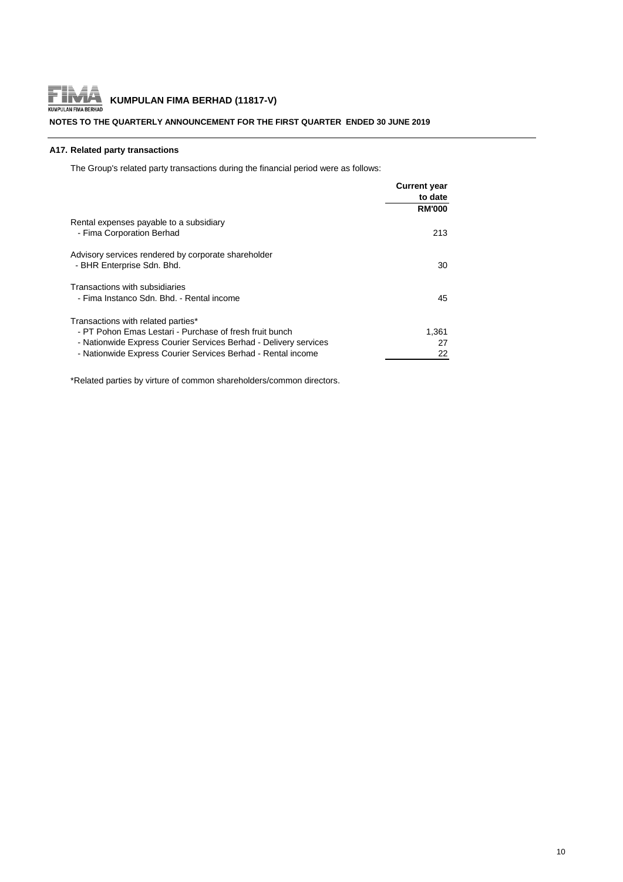**KUMPULAN FIMA BERHAD (11817-V)**

**NOTES TO THE QUARTERLY ANNOUNCEMENT FOR THE FIRST QUARTER ENDED 30 JUNE 2019**

### A17. Related party transactions

The Group's related party transactions during the financial period were as follows:

| | **Current year to date RM'000** |
|---|---|
| Rental expenses payable to a subsidiary | |
| - Fima Corporation Berhad | 213 |
| | |
| Advisory services rendered by corporate shareholder | |
| - BHR Enterprise Sdn. Bhd. | 30 |
| | |
| Transactions with subsidiaries | |
| - Fima Instanco Sdn. Bhd. - Rental income | 45 |
| | |
| Transactions with related parties* | |
| - PT Pohon Emas Lestari - Purchase of fresh fruit bunch | 1,361 |
| - Nationwide Express Courier Services Berhad - Delivery services | 27 |
| - Nationwide Express Courier Services Berhad - Rental income | 22 |

*Related parties by virture of common shareholders/common directors.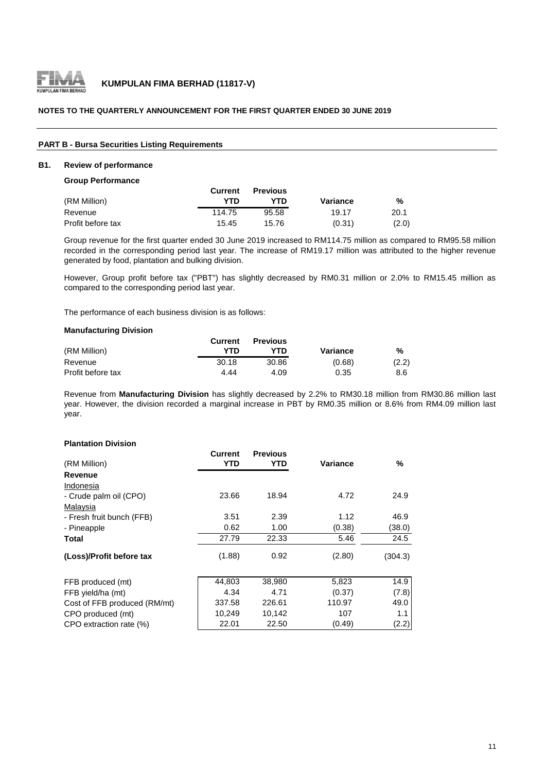**NOTES TO THE QUARTERLY ANNOUNCEMENT FOR THE FIRST QUARTER ENDED 30 JUNE 2019**

## PART B - Bursa Securities Listing Requirements

### B1. Review of performance

**Group Performance**

| (RM Million) | Current YTD | Previous YTD | Variance | % |
|---|---|---|---|---|
| Revenue | 114.75 | 95.58 | 19.17 | 20.1 |
| Profit before tax | 15.45 | 15.76 | (0.31) | (2.0) |

Group revenue for the first quarter ended 30 June 2019 increased to RM114.75 million as compared to RM95.58 million recorded in the corresponding period last year. The increase of RM19.17 million was attributed to the higher revenue generated by food, plantation and bulking division.

However, Group profit before tax ("PBT") has slightly decreased by RM0.31 million or 2.0% to RM15.45 million as compared to the corresponding period last year.

The performance of each business division is as follows:

**Manufacturing Division**

| (RM Million) | Current YTD | Previous YTD | Variance | % |
|---|---|---|---|---|
| Revenue | 30.18 | 30.86 | (0.68) | (2.2) |
| Profit before tax | 4.44 | 4.09 | 0.35 | 8.6 |

Revenue from **Manufacturing Division** has slightly decreased by 2.2% to RM30.18 million from RM30.86 million last year. However, the division recorded a marginal increase in PBT by RM0.35 million or 8.6% from RM4.09 million last year.

**Plantation Division**

| (RM Million) | Current YTD | Previous YTD | Variance | % |
|---|---|---|---|---|
| **Revenue** | | | | |
| Indonesia | | | | |
| - Crude palm oil (CPO) | 23.66 | 18.94 | 4.72 | 24.9 |
| Malaysia | | | | |
| - Fresh fruit bunch (FFB) | 3.51 | 2.39 | 1.12 | 46.9 |
| - Pineapple | 0.62 | 1.00 | (0.38) | (38.0) |
| **Total** | 27.79 | 22.33 | 5.46 | 24.5 |
| **(Loss)/Profit before tax** | (1.88) | 0.92 | (2.80) | (304.3) |
| FFB produced (mt) | 44,803 | 38,980 | 5,823 | 14.9 |
| FFB yield/ha (mt) | 4.34 | 4.71 | (0.37) | (7.8) |
| Cost of FFB produced (RM/mt) | 337.58 | 226.61 | 110.97 | 49.0 |
| CPO produced (mt) | 10,249 | 10,142 | 107 | 1.1 |
| CPO extraction rate (%) | 22.01 | 22.50 | (0.49) | (2.2) |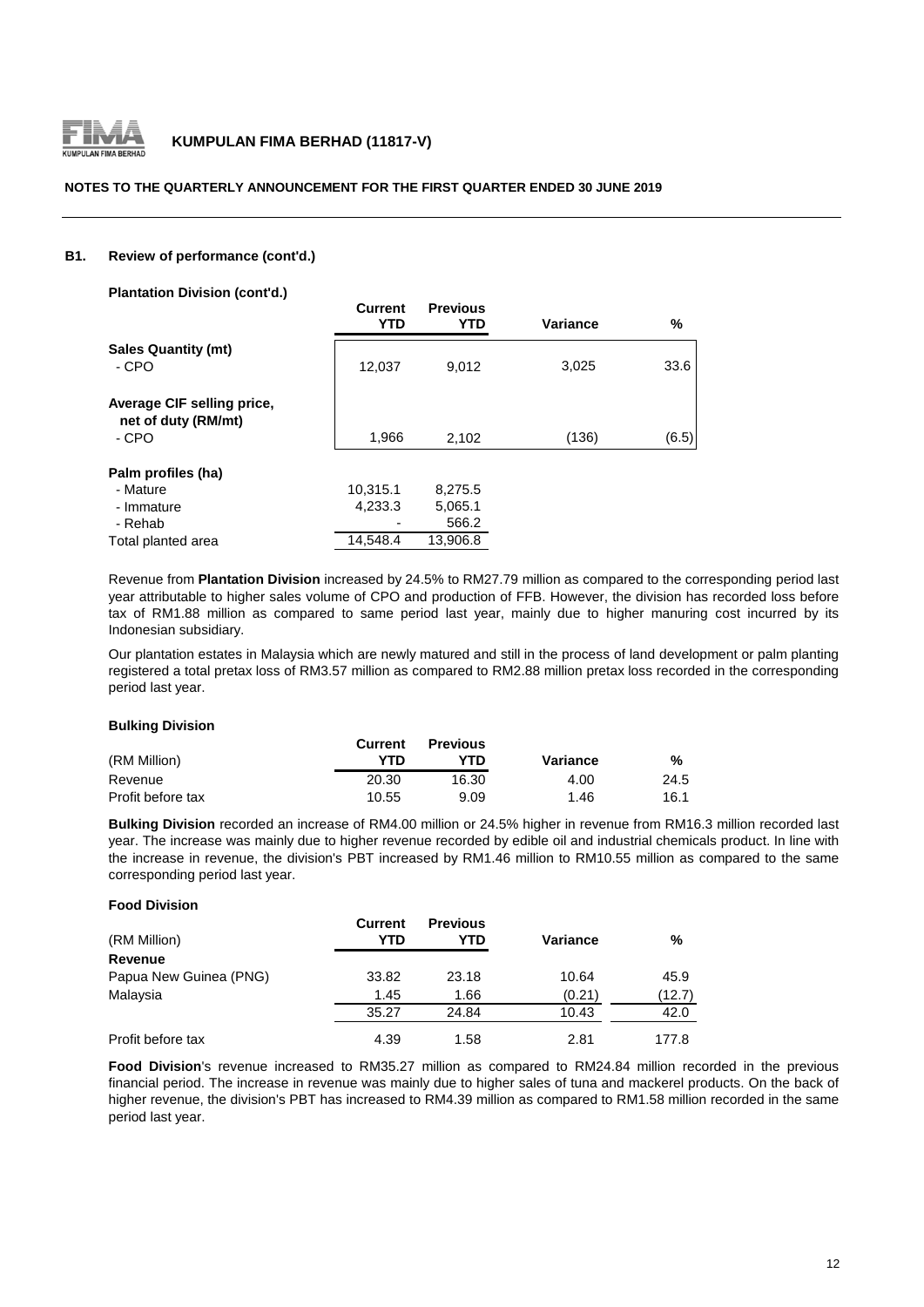**B1. Review of performance (cont'd.)**

**Plantation Division (cont'd.)**

| | Current YTD | Previous YTD | Variance | % |
|---|---|---|---|---|
| **Sales Quantity (mt)** | | | | |
| - CPO | 12,037 | 9,012 | 3,025 | 33.6 |
| **Average CIF selling price, net of duty (RM/mt)** | | | | |
| - CPO | 1,966 | 2,102 | (136) | (6.5) |
| **Palm profiles (ha)** | | | | |
| - Mature | 10,315.1 | 8,275.5 | | |
| - Immature | 4,233.3 | 5,065.1 | | |
| - Rehab | - | 566.2 | | |
| Total planted area | 14,548.4 | 13,906.8 | | |

Revenue from **Plantation Division** increased by 24.5% to RM27.79 million as compared to the corresponding period last year attributable to higher sales volume of CPO and production of FFB. However, the division has recorded loss before tax of RM1.88 million as compared to same period last year, mainly due to higher manuring cost incurred by its Indonesian subsidiary.

Our plantation estates in Malaysia which are newly matured and still in the process of land development or palm planting registered a total pretax loss of RM3.57 million as compared to RM2.88 million pretax loss recorded in the corresponding period last year.

**Bulking Division**

| (RM Million) | Current YTD | Previous YTD | Variance | % |
|---|---|---|---|---|
| Revenue | 20.30 | 16.30 | 4.00 | 24.5 |
| Profit before tax | 10.55 | 9.09 | 1.46 | 16.1 |

**Bulking Division** recorded an increase of RM4.00 million or 24.5% higher in revenue from RM16.3 million recorded last year. The increase was mainly due to higher revenue recorded by edible oil and industrial chemicals product. In line with the increase in revenue, the division's PBT increased by RM1.46 million to RM10.55 million as compared to the same corresponding period last year.

**Food Division**

| (RM Million) | Current YTD | Previous YTD | Variance | % |
|---|---|---|---|---|
| **Revenue** | | | | |
| Papua New Guinea (PNG) | 33.82 | 23.18 | 10.64 | 45.9 |
| Malaysia | 1.45 | 1.66 | (0.21) | (12.7) |
| | 35.27 | 24.84 | 10.43 | 42.0 |
| Profit before tax | 4.39 | 1.58 | 2.81 | 177.8 |

**Food Division**'s revenue increased to RM35.27 million as compared to RM24.84 million recorded in the previous financial period. The increase in revenue was mainly due to higher sales of tuna and mackerel products. On the back of higher revenue, the division's PBT has increased to RM4.39 million as compared to RM1.58 million recorded in the same period last year.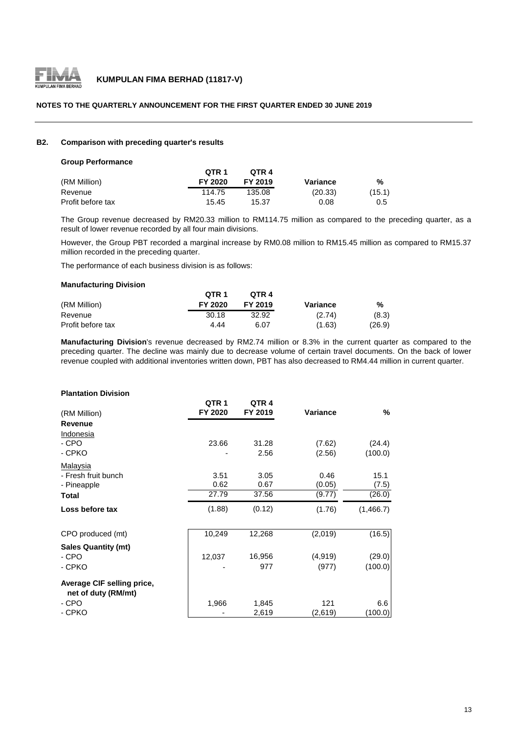**KUMPULAN FIMA BERHAD (11817-V)**

**NOTES TO THE QUARTERLY ANNOUNCEMENT FOR THE FIRST QUARTER ENDED 30 JUNE 2019**

### B2. Comparison with preceding quarter's results

**Group Performance**

| (RM Million) | QTR 1 FY 2020 | QTR 4 FY 2019 | Variance | % |
|---|---|---|---|---|
| Revenue | 114.75 | 135.08 | (20.33) | (15.1) |
| Profit before tax | 15.45 | 15.37 | 0.08 | 0.5 |

The Group revenue decreased by RM20.33 million to RM114.75 million as compared to the preceding quarter, as a result of lower revenue recorded by all four main divisions.

However, the Group PBT recorded a marginal increase by RM0.08 million to RM15.45 million as compared to RM15.37 million recorded in the preceding quarter.

The performance of each business division is as follows:

**Manufacturing Division**

| (RM Million) | QTR 1 FY 2020 | QTR 4 FY 2019 | Variance | % |
|---|---|---|---|---|
| Revenue | 30.18 | 32.92 | (2.74) | (8.3) |
| Profit before tax | 4.44 | 6.07 | (1.63) | (26.9) |

**Manufacturing Division**'s revenue decreased by RM2.74 million or 8.3% in the current quarter as compared to the preceding quarter. The decline was mainly due to decrease volume of certain travel documents. On the back of lower revenue coupled with additional inventories written down, PBT has also decreased to RM4.44 million in current quarter.

**Plantation Division**

| (RM Million) | QTR 1 FY 2020 | QTR 4 FY 2019 | Variance | % |
|---|---|---|---|---|
| **Revenue** | | | | |
| Indonesia | | | | |
| - CPO | 23.66 | 31.28 | (7.62) | (24.4) |
| - CPKO | - | 2.56 | (2.56) | (100.0) |
| Malaysia | | | | |
| - Fresh fruit bunch | 3.51 | 3.05 | 0.46 | 15.1 |
| - Pineapple | 0.62 | 0.67 | (0.05) | (7.5) |
| **Total** | 27.79 | 37.56 | (9.77) | (26.0) |
| **Loss before tax** | (1.88) | (0.12) | (1.76) | (1,466.7) |
| CPO produced (mt) | 10,249 | 12,268 | (2,019) | (16.5) |
| **Sales Quantity (mt)** | | | | |
| - CPO | 12,037 | 16,956 | (4,919) | (29.0) |
| - CPKO | - | 977 | (977) | (100.0) |
| **Average CIF selling price, net of duty (RM/mt)** | | | | |
| - CPO | 1,966 | 1,845 | 121 | 6.6 |
| - CPKO | - | 2,619 | (2,619) | (100.0) |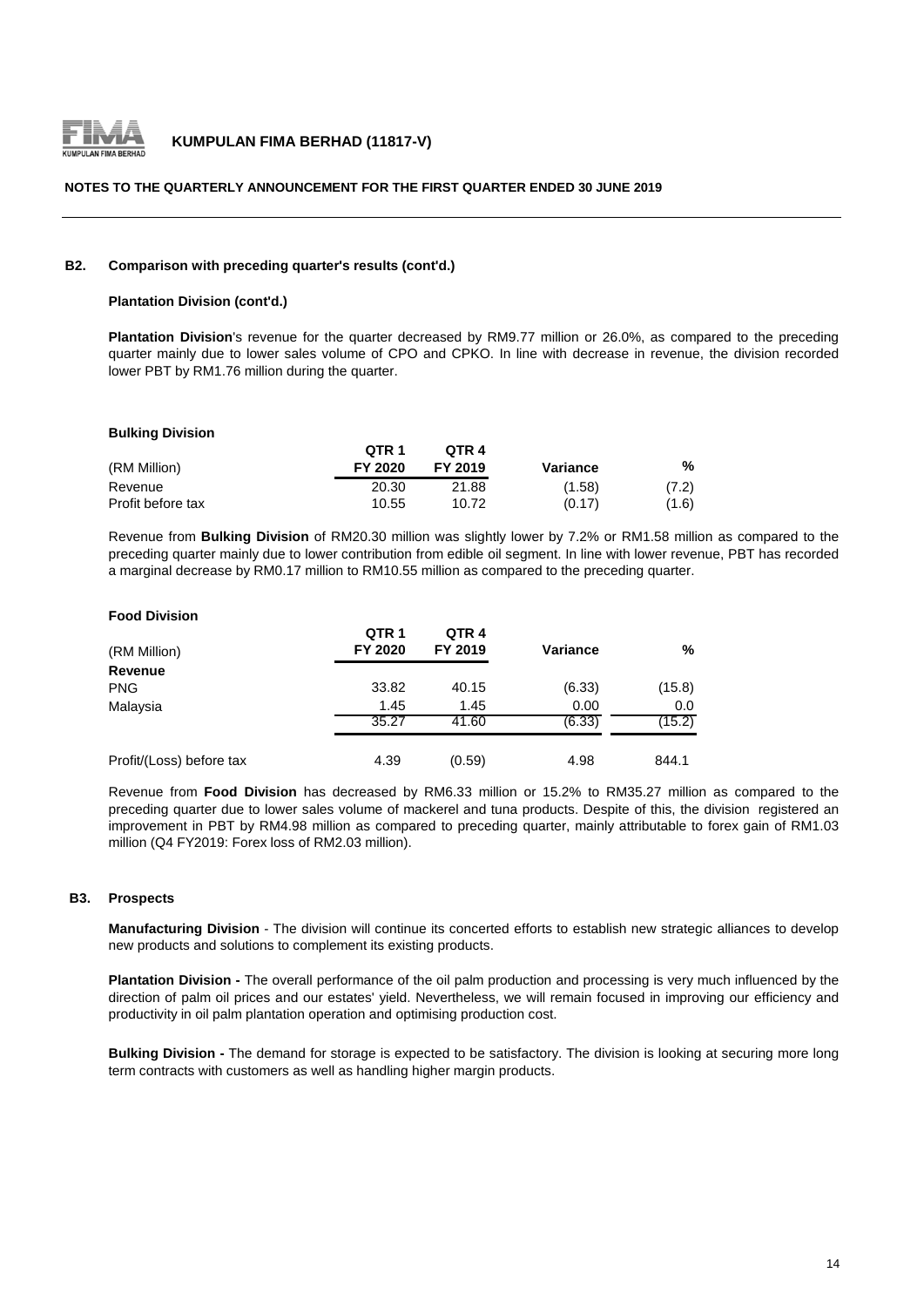**B2. Comparison with preceding quarter's results (cont'd.)**

**Plantation Division (cont'd.)**

**Plantation Division**'s revenue for the quarter decreased by RM9.77 million or 26.0%, as compared to the preceding quarter mainly due to lower sales volume of CPO and CPKO. In line with decrease in revenue, the division recorded lower PBT by RM1.76 million during the quarter.

**Bulking Division**

| (RM Million) | QTR 1 FY 2020 | QTR 4 FY 2019 | Variance | % |
|---|---|---|---|---|
| Revenue | 20.30 | 21.88 | (1.58) | (7.2) |
| Profit before tax | 10.55 | 10.72 | (0.17) | (1.6) |

Revenue from **Bulking Division** of RM20.30 million was slightly lower by 7.2% or RM1.58 million as compared to the preceding quarter mainly due to lower contribution from edible oil segment. In line with lower revenue, PBT has recorded a marginal decrease by RM0.17 million to RM10.55 million as compared to the preceding quarter.

**Food Division**

| (RM Million) | QTR 1 FY 2020 | QTR 4 FY 2019 | Variance | % |
|---|---|---|---|---|
| **Revenue** | | | | |
| PNG | 33.82 | 40.15 | (6.33) | (15.8) |
| Malaysia | 1.45 | 1.45 | 0.00 | 0.0 |
| | 35.27 | 41.60 | (6.33) | (15.2) |
| Profit/(Loss) before tax | 4.39 | (0.59) | 4.98 | 844.1 |

Revenue from **Food Division** has decreased by RM6.33 million or 15.2% to RM35.27 million as compared to the preceding quarter due to lower sales volume of mackerel and tuna products. Despite of this, the division registered an improvement in PBT by RM4.98 million as compared to preceding quarter, mainly attributable to forex gain of RM1.03 million (Q4 FY2019: Forex loss of RM2.03 million).

**B3. Prospects**

**Manufacturing Division** - The division will continue its concerted efforts to establish new strategic alliances to develop new products and solutions to complement its existing products.

**Plantation Division -** The overall performance of the oil palm production and processing is very much influenced by the direction of palm oil prices and our estates' yield. Nevertheless, we will remain focused in improving our efficiency and productivity in oil palm plantation operation and optimising production cost.

**Bulking Division -** The demand for storage is expected to be satisfactory. The division is looking at securing more long term contracts with customers as well as handling higher margin products.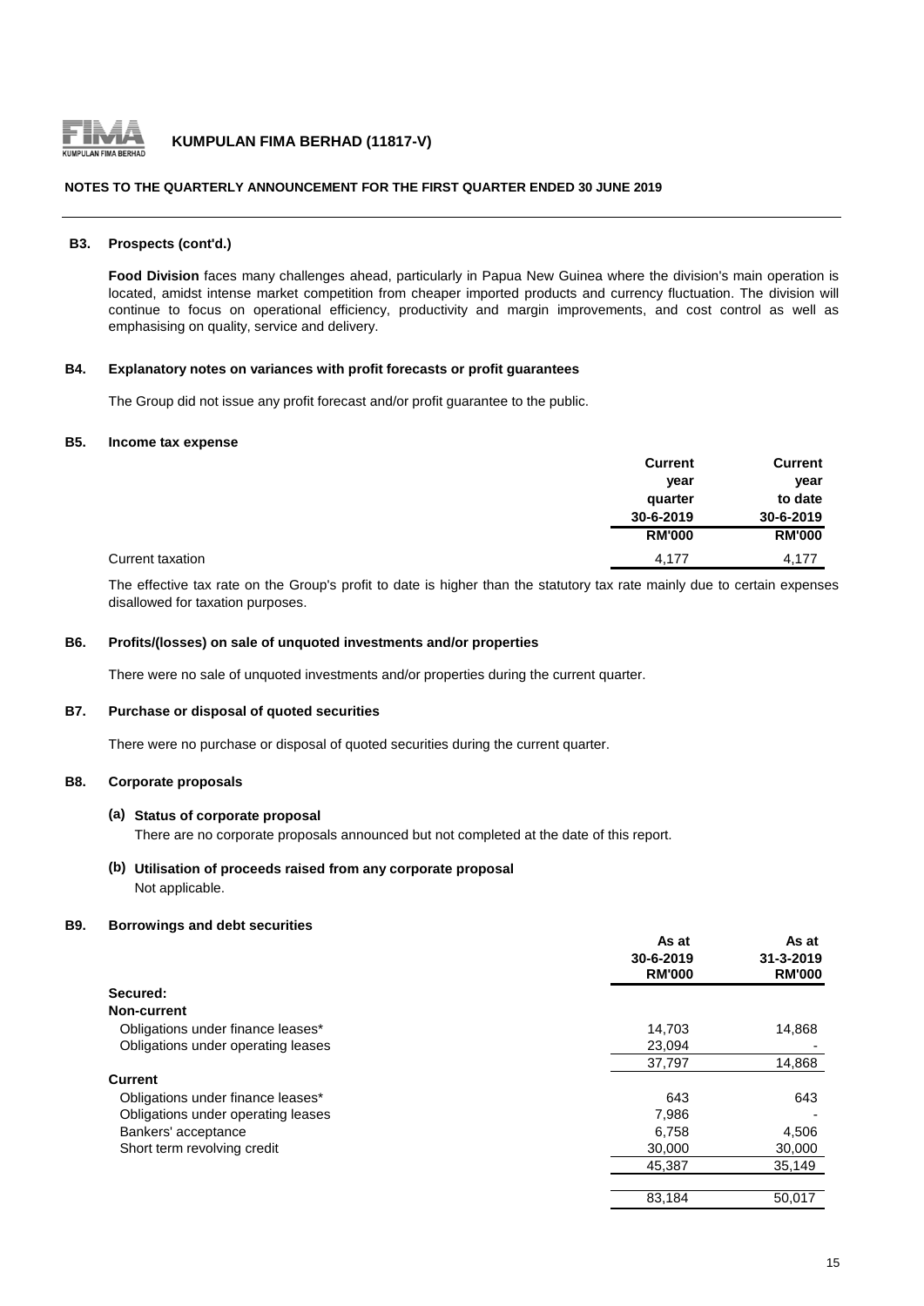## B3. Prospects (cont'd.)

**Food Division** faces many challenges ahead, particularly in Papua New Guinea where the division's main operation is located, amidst intense market competition from cheaper imported products and currency fluctuation. The division will continue to focus on operational efficiency, productivity and margin improvements, and cost control as well as emphasising on quality, service and delivery.

## B4. Explanatory notes on variances with profit forecasts or profit guarantees

The Group did not issue any profit forecast and/or profit guarantee to the public.

## B5. Income tax expense

| | Current year quarter 30-6-2019 RM'000 | Current year to date 30-6-2019 RM'000 |
|---|---|---|
| Current taxation | 4,177 | 4,177 |

The effective tax rate on the Group's profit to date is higher than the statutory tax rate mainly due to certain expenses disallowed for taxation purposes.

## B6. Profits/(losses) on sale of unquoted investments and/or properties

There were no sale of unquoted investments and/or properties during the current quarter.

## B7. Purchase or disposal of quoted securities

There were no purchase or disposal of quoted securities during the current quarter.

## B8. Corporate proposals

**(a) Status of corporate proposal**

There are no corporate proposals announced but not completed at the date of this report.

**(b) Utilisation of proceeds raised from any corporate proposal**

Not applicable.

## B9. Borrowings and debt securities

| | As at 30-6-2019 RM'000 | As at 31-3-2019 RM'000 |
|---|---|---|
| **Secured:** | | |
| **Non-current** | | |
| Obligations under finance leases* | 14,703 | 14,868 |
| Obligations under operating leases | 23,094 | - |
| | 37,797 | 14,868 |
| **Current** | | |
| Obligations under finance leases* | 643 | 643 |
| Obligations under operating leases | 7,986 | - |
| Bankers' acceptance | 6,758 | 4,506 |
| Short term revolving credit | 30,000 | 30,000 |
| | 45,387 | 35,149 |
| | 83,184 | 50,017 |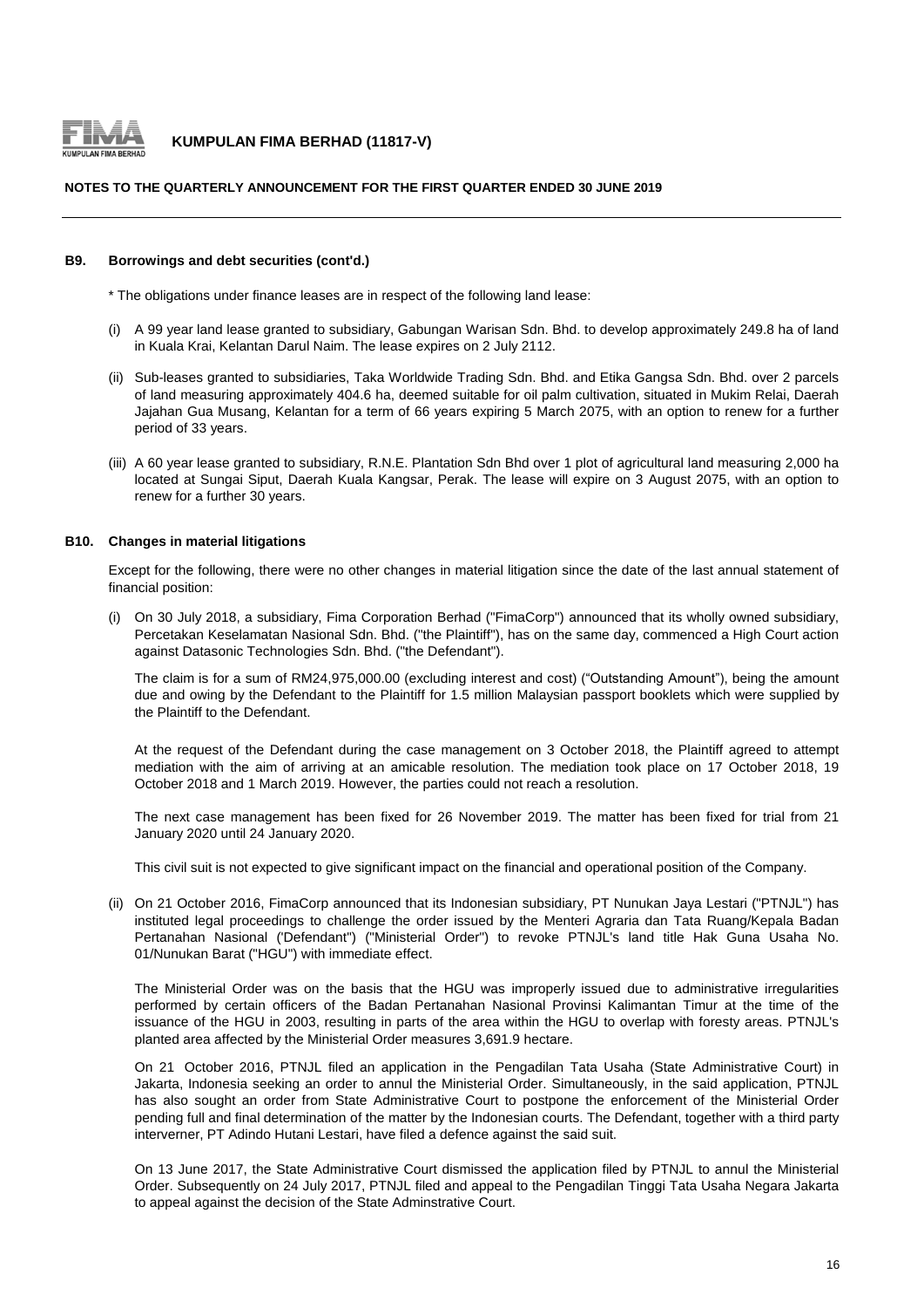### B9. Borrowings and debt securities (cont'd.)

* The obligations under finance leases are in respect of the following land lease:

(i) A 99 year land lease granted to subsidiary, Gabungan Warisan Sdn. Bhd. to develop approximately 249.8 ha of land in Kuala Krai, Kelantan Darul Naim. The lease expires on 2 July 2112.

(ii) Sub-leases granted to subsidiaries, Taka Worldwide Trading Sdn. Bhd. and Etika Gangsa Sdn. Bhd. over 2 parcels of land measuring approximately 404.6 ha, deemed suitable for oil palm cultivation, situated in Mukim Relai, Daerah Jajahan Gua Musang, Kelantan for a term of 66 years expiring 5 March 2075, with an option to renew for a further period of 33 years.

(iii) A 60 year lease granted to subsidiary, R.N.E. Plantation Sdn Bhd over 1 plot of agricultural land measuring 2,000 ha located at Sungai Siput, Daerah Kuala Kangsar, Perak. The lease will expire on 3 August 2075, with an option to renew for a further 30 years.

### B10. Changes in material litigations

Except for the following, there were no other changes in material litigation since the date of the last annual statement of financial position:

(i) On 30 July 2018, a subsidiary, Fima Corporation Berhad ("FimaCorp") announced that its wholly owned subsidiary, Percetakan Keselamatan Nasional Sdn. Bhd. ("the Plaintiff"), has on the same day, commenced a High Court action against Datasonic Technologies Sdn. Bhd. ("the Defendant").

The claim is for a sum of RM24,975,000.00 (excluding interest and cost) ("Outstanding Amount"), being the amount due and owing by the Defendant to the Plaintiff for 1.5 million Malaysian passport booklets which were supplied by the Plaintiff to the Defendant.

At the request of the Defendant during the case management on 3 October 2018, the Plaintiff agreed to attempt mediation with the aim of arriving at an amicable resolution. The mediation took place on 17 October 2018, 19 October 2018 and 1 March 2019. However, the parties could not reach a resolution.

The next case management has been fixed for 26 November 2019. The matter has been fixed for trial from 21 January 2020 until 24 January 2020.

This civil suit is not expected to give significant impact on the financial and operational position of the Company.

(ii) On 21 October 2016, FimaCorp announced that its Indonesian subsidiary, PT Nunukan Jaya Lestari ("PTNJL") has instituted legal proceedings to challenge the order issued by the Menteri Agraria dan Tata Ruang/Kepala Badan Pertanahan Nasional ('Defendant") ("Ministerial Order") to revoke PTNJL's land title Hak Guna Usaha No. 01/Nunukan Barat ("HGU") with immediate effect.

The Ministerial Order was on the basis that the HGU was improperly issued due to administrative irregularities performed by certain officers of the Badan Pertanahan Nasional Provinsi Kalimantan Timur at the time of the issuance of the HGU in 2003, resulting in parts of the area within the HGU to overlap with foresty areas. PTNJL's planted area affected by the Ministerial Order measures 3,691.9 hectare.

On 21 October 2016, PTNJL filed an application in the Pengadilan Tata Usaha (State Administrative Court) in Jakarta, Indonesia seeking an order to annul the Ministerial Order. Simultaneously, in the said application, PTNJL has also sought an order from State Administrative Court to postpone the enforcement of the Ministerial Order pending full and final determination of the matter by the Indonesian courts. The Defendant, together with a third party interverner, PT Adindo Hutani Lestari, have filed a defence against the said suit.

On 13 June 2017, the State Administrative Court dismissed the application filed by PTNJL to annul the Ministerial Order. Subsequently on 24 July 2017, PTNJL filed and appeal to the Pengadilan Tinggi Tata Usaha Negara Jakarta to appeal against the decision of the State Adminstrative Court.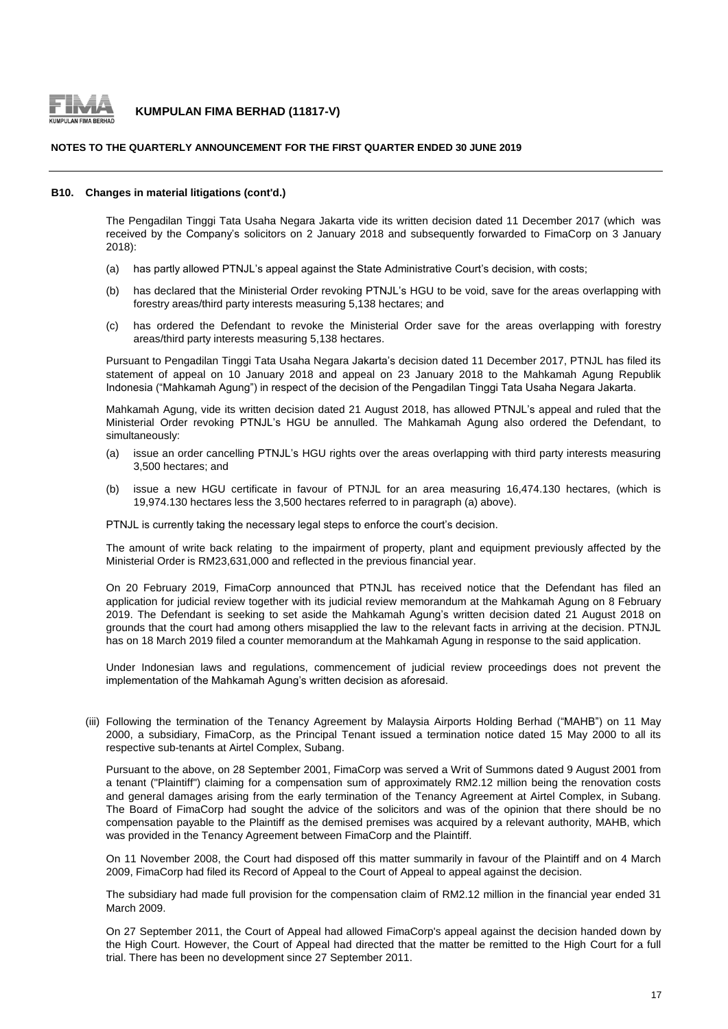#### B10. Changes in material litigations (cont'd.)

The Pengadilan Tinggi Tata Usaha Negara Jakarta vide its written decision dated 11 December 2017 (which was received by the Company's solicitors on 2 January 2018 and subsequently forwarded to FimaCorp on 3 January 2018):

(a) has partly allowed PTNJL's appeal against the State Administrative Court's decision, with costs;

(b) has declared that the Ministerial Order revoking PTNJL's HGU to be void, save for the areas overlapping with forestry areas/third party interests measuring 5,138 hectares; and

(c) has ordered the Defendant to revoke the Ministerial Order save for the areas overlapping with forestry areas/third party interests measuring 5,138 hectares.

Pursuant to Pengadilan Tinggi Tata Usaha Negara Jakarta's decision dated 11 December 2017, PTNJL has filed its statement of appeal on 10 January 2018 and appeal on 23 January 2018 to the Mahkamah Agung Republik Indonesia ("Mahkamah Agung") in respect of the decision of the Pengadilan Tinggi Tata Usaha Negara Jakarta.

Mahkamah Agung, vide its written decision dated 21 August 2018, has allowed PTNJL's appeal and ruled that the Ministerial Order revoking PTNJL's HGU be annulled. The Mahkamah Agung also ordered the Defendant, to simultaneously:

(a) issue an order cancelling PTNJL's HGU rights over the areas overlapping with third party interests measuring 3,500 hectares; and

(b) issue a new HGU certificate in favour of PTNJL for an area measuring 16,474.130 hectares, (which is 19,974.130 hectares less the 3,500 hectares referred to in paragraph (a) above).

PTNJL is currently taking the necessary legal steps to enforce the court's decision.

The amount of write back relating to the impairment of property, plant and equipment previously affected by the Ministerial Order is RM23,631,000 and reflected in the previous financial year.

On 20 February 2019, FimaCorp announced that PTNJL has received notice that the Defendant has filed an application for judicial review together with its judicial review memorandum at the Mahkamah Agung on 8 February 2019. The Defendant is seeking to set aside the Mahkamah Agung's written decision dated 21 August 2018 on grounds that the court had among others misapplied the law to the relevant facts in arriving at the decision. PTNJL has on 18 March 2019 filed a counter memorandum at the Mahkamah Agung in response to the said application.

Under Indonesian laws and regulations, commencement of judicial review proceedings does not prevent the implementation of the Mahkamah Agung's written decision as aforesaid.

(iii) Following the termination of the Tenancy Agreement by Malaysia Airports Holding Berhad ("MAHB") on 11 May 2000, a subsidiary, FimaCorp, as the Principal Tenant issued a termination notice dated 15 May 2000 to all its respective sub-tenants at Airtel Complex, Subang.

Pursuant to the above, on 28 September 2001, FimaCorp was served a Writ of Summons dated 9 August 2001 from a tenant ("Plaintiff") claiming for a compensation sum of approximately RM2.12 million being the renovation costs and general damages arising from the early termination of the Tenancy Agreement at Airtel Complex, in Subang. The Board of FimaCorp had sought the advice of the solicitors and was of the opinion that there should be no compensation payable to the Plaintiff as the demised premises was acquired by a relevant authority, MAHB, which was provided in the Tenancy Agreement between FimaCorp and the Plaintiff.

On 11 November 2008, the Court had disposed off this matter summarily in favour of the Plaintiff and on 4 March 2009, FimaCorp had filed its Record of Appeal to the Court of Appeal to appeal against the decision.

The subsidiary had made full provision for the compensation claim of RM2.12 million in the financial year ended 31 March 2009.

On 27 September 2011, the Court of Appeal had allowed FimaCorp's appeal against the decision handed down by the High Court. However, the Court of Appeal had directed that the matter be remitted to the High Court for a full trial. There has been no development since 27 September 2011.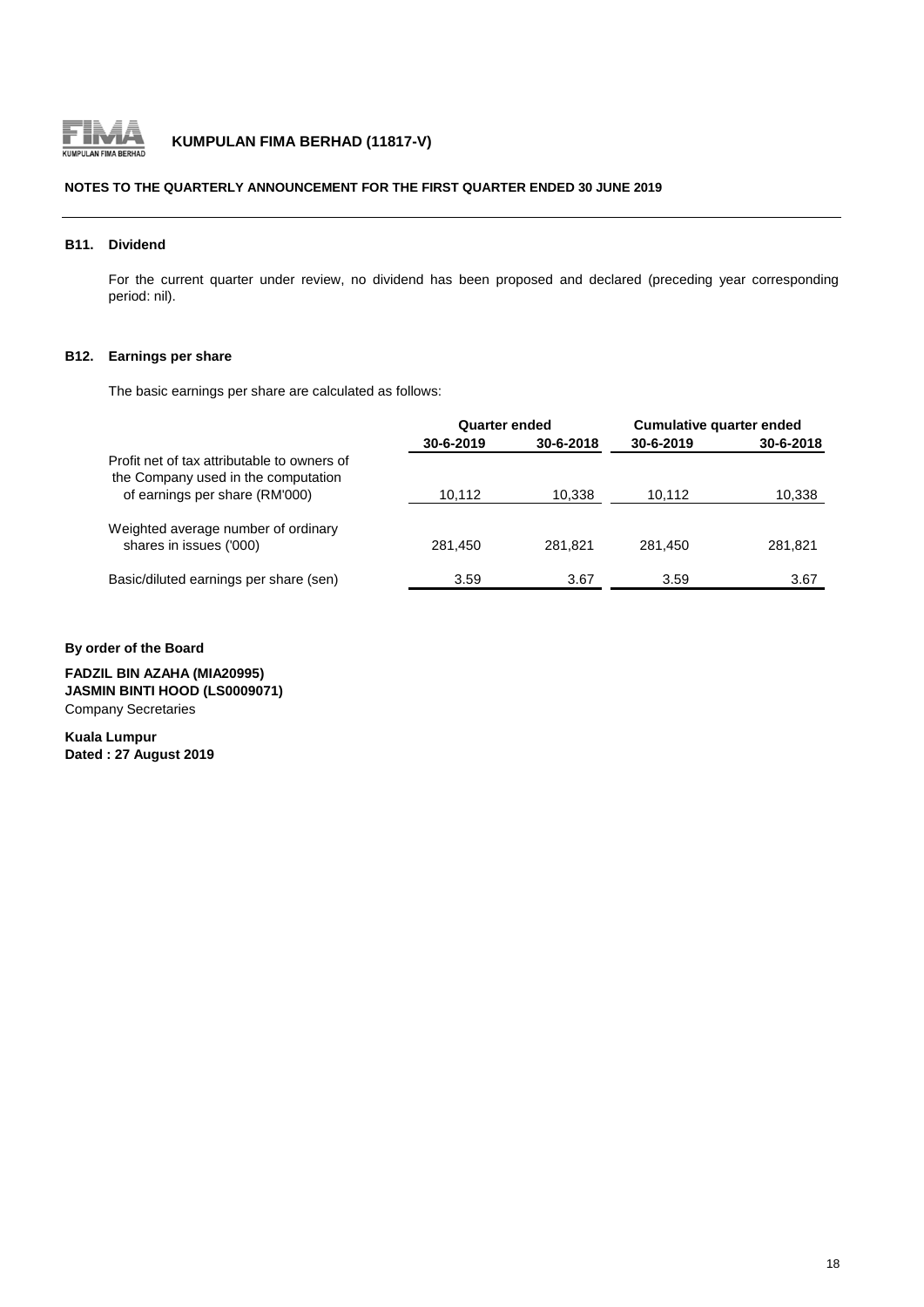### B11. Dividend

For the current quarter under review, no dividend has been proposed and declared (preceding year corresponding period: nil).

### B12. Earnings per share

The basic earnings per share are calculated as follows:

| | Quarter ended | | Cumulative quarter ended | |
|---|---|---|---|---|
| | **30-6-2019** | **30-6-2018** | **30-6-2019** | **30-6-2018** |
| Profit net of tax attributable to owners of the Company used in the computation of earnings per share (RM'000) | 10,112 | 10,338 | 10,112 | 10,338 |
| Weighted average number of ordinary shares in issues ('000) | 281,450 | 281,821 | 281,450 | 281,821 |
| Basic/diluted earnings per share (sen) | 3.59 | 3.67 | 3.59 | 3.67 |

**By order of the Board**

**FADZIL BIN AZAHA (MIA20995)**
**JASMIN BINTI HOOD (LS0009071)**
Company Secretaries

**Kuala Lumpur**
**Dated : 27 August 2019**